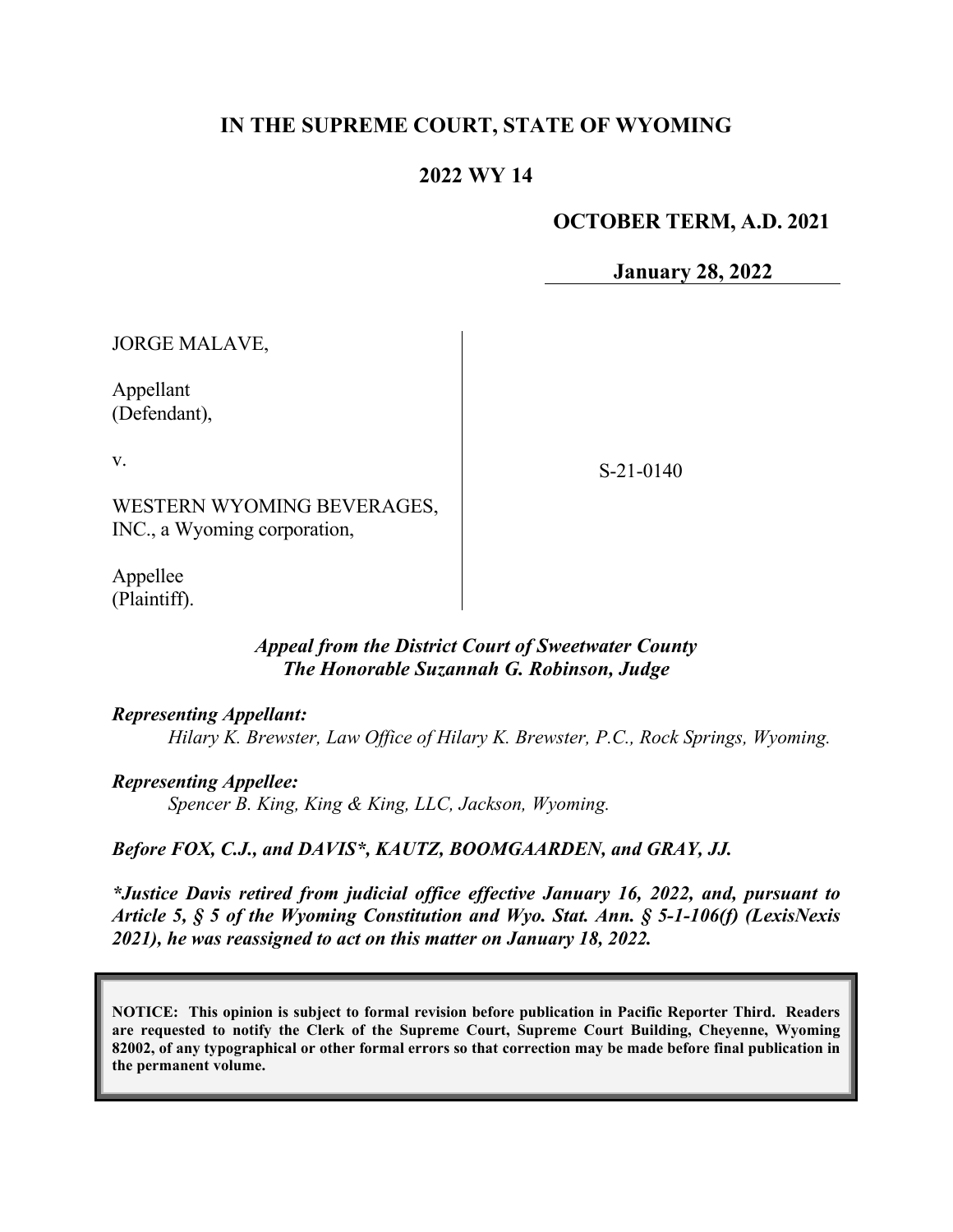# IN THE SUPREME COURT, STATE OF WYOMING

## 2022 WY 14

**OCTOBER TERM, A.D. 2021**

**January 28, 2022**

| | |
|---|---|
| JORGE MALAVE,<br><br>Appellant<br>(Defendant),<br><br>v.<br><br>WESTERN WYOMING BEVERAGES, INC., a Wyoming corporation,<br><br>Appellee<br>(Plaintiff). | S-21-0140 |

***Appeal from the District Court of Sweetwater County***
***The Honorable Suzannah G. Robinson, Judge***

***Representing Appellant:***
*Hilary K. Brewster, Law Office of Hilary K. Brewster, P.C., Rock Springs, Wyoming.*

***Representing Appellee:***
*Spencer B. King, King & King, LLC, Jackson, Wyoming.*

***Before FOX, C.J., and DAVIS*, KAUTZ, BOOMGAARDEN, and GRAY, JJ.***

***\*Justice Davis retired from judicial office effective January 16, 2022, and, pursuant to Article 5, § 5 of the Wyoming Constitution and Wyo. Stat. Ann. § 5-1-106(f) (LexisNexis 2021), he was reassigned to act on this matter on January 18, 2022.***

**NOTICE: This opinion is subject to formal revision before publication in Pacific Reporter Third. Readers are requested to notify the Clerk of the Supreme Court, Supreme Court Building, Cheyenne, Wyoming 82002, of any typographical or other formal errors so that correction may be made before final publication in the permanent volume.**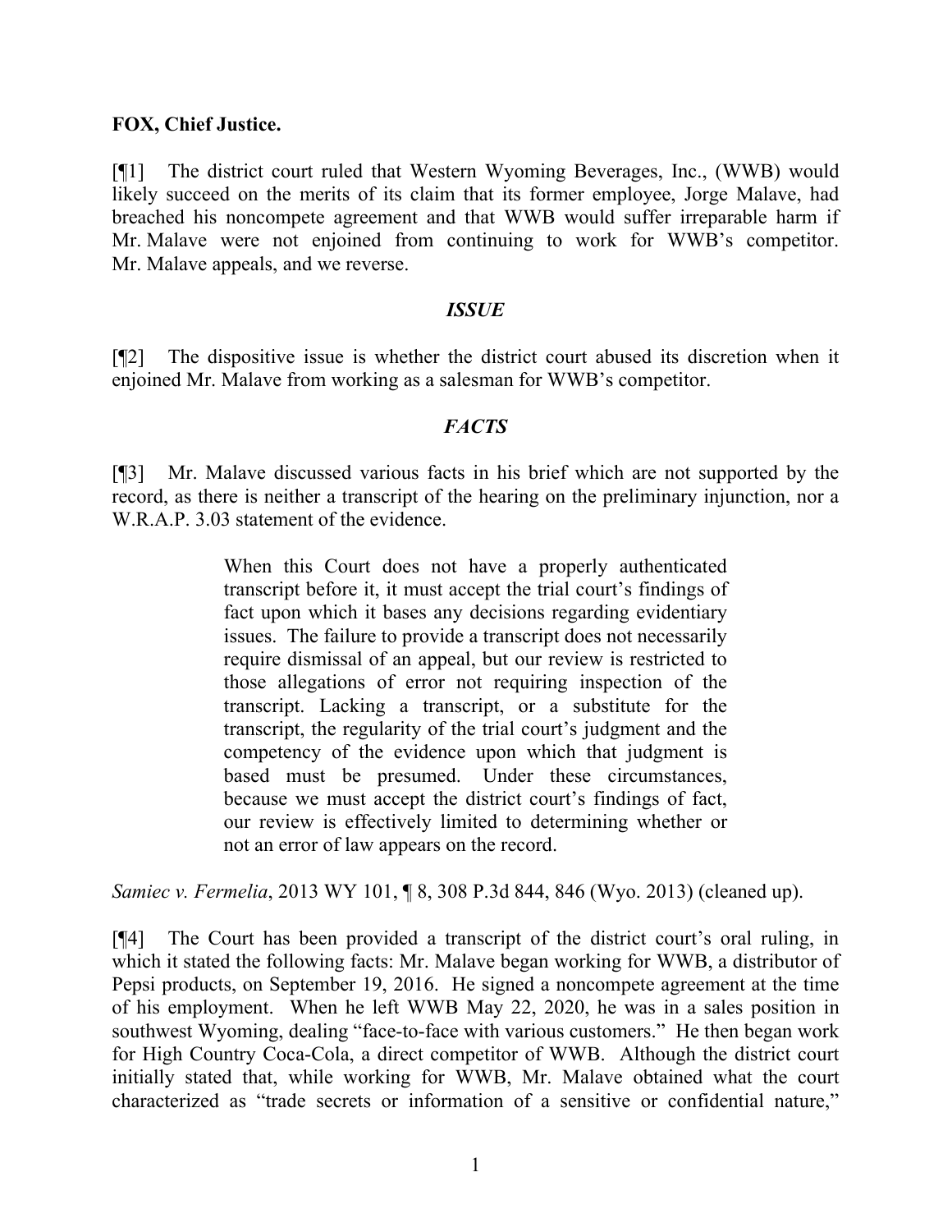**FOX, Chief Justice.**

[¶1] The district court ruled that Western Wyoming Beverages, Inc., (WWB) would likely succeed on the merits of its claim that its former employee, Jorge Malave, had breached his noncompete agreement and that WWB would suffer irreparable harm if Mr. Malave were not enjoined from continuing to work for WWB's competitor. Mr. Malave appeals, and we reverse.

### *ISSUE*

[¶2] The dispositive issue is whether the district court abused its discretion when it enjoined Mr. Malave from working as a salesman for WWB's competitor.

### *FACTS*

[¶3] Mr. Malave discussed various facts in his brief which are not supported by the record, as there is neither a transcript of the hearing on the preliminary injunction, nor a W.R.A.P. 3.03 statement of the evidence.

> When this Court does not have a properly authenticated transcript before it, it must accept the trial court's findings of fact upon which it bases any decisions regarding evidentiary issues. The failure to provide a transcript does not necessarily require dismissal of an appeal, but our review is restricted to those allegations of error not requiring inspection of the transcript. Lacking a transcript, or a substitute for the transcript, the regularity of the trial court's judgment and the competency of the evidence upon which that judgment is based must be presumed. Under these circumstances, because we must accept the district court's findings of fact, our review is effectively limited to determining whether or not an error of law appears on the record.

*Samiec v. Fermelia*, 2013 WY 101, ¶ 8, 308 P.3d 844, 846 (Wyo. 2013) (cleaned up).

[¶4] The Court has been provided a transcript of the district court's oral ruling, in which it stated the following facts: Mr. Malave began working for WWB, a distributor of Pepsi products, on September 19, 2016. He signed a noncompete agreement at the time of his employment. When he left WWB May 22, 2020, he was in a sales position in southwest Wyoming, dealing "face-to-face with various customers." He then began work for High Country Coca-Cola, a direct competitor of WWB. Although the district court initially stated that, while working for WWB, Mr. Malave obtained what the court characterized as "trade secrets or information of a sensitive or confidential nature,"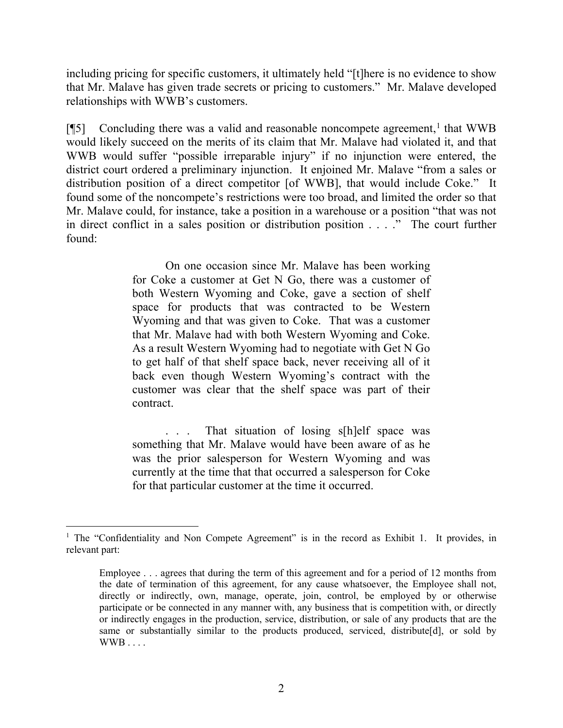including pricing for specific customers, it ultimately held "[t]here is no evidence to show that Mr. Malave has given trade secrets or pricing to customers." Mr. Malave developed relationships with WWB's customers.

[¶5] Concluding there was a valid and reasonable noncompete agreement,[1] that WWB would likely succeed on the merits of its claim that Mr. Malave had violated it, and that WWB would suffer "possible irreparable injury" if no injunction were entered, the district court ordered a preliminary injunction. It enjoined Mr. Malave "from a sales or distribution position of a direct competitor [of WWB], that would include Coke." It found some of the noncompete's restrictions were too broad, and limited the order so that Mr. Malave could, for instance, take a position in a warehouse or a position "that was not in direct conflict in a sales position or distribution position . . . ." The court further found:

> On one occasion since Mr. Malave has been working for Coke a customer at Get N Go, there was a customer of both Western Wyoming and Coke, gave a section of shelf space for products that was contracted to be Western Wyoming and that was given to Coke. That was a customer that Mr. Malave had with both Western Wyoming and Coke. As a result Western Wyoming had to negotiate with Get N Go to get half of that shelf space back, never receiving all of it back even though Western Wyoming's contract with the customer was clear that the shelf space was part of their contract.
>
> . . . That situation of losing s[h]elf space was something that Mr. Malave would have been aware of as he was the prior salesperson for Western Wyoming and was currently at the time that that occurred a salesperson for Coke for that particular customer at the time it occurred.

---

[1] The "Confidentiality and Non Compete Agreement" is in the record as Exhibit 1. It provides, in relevant part:

> Employee . . . agrees that during the term of this agreement and for a period of 12 months from the date of termination of this agreement, for any cause whatsoever, the Employee shall not, directly or indirectly, own, manage, operate, join, control, be employed by or otherwise participate or be connected in any manner with, any business that is competition with, or directly or indirectly engages in the production, service, distribution, or sale of any products that are the same or substantially similar to the products produced, serviced, distribute[d], or sold by WWB . . . .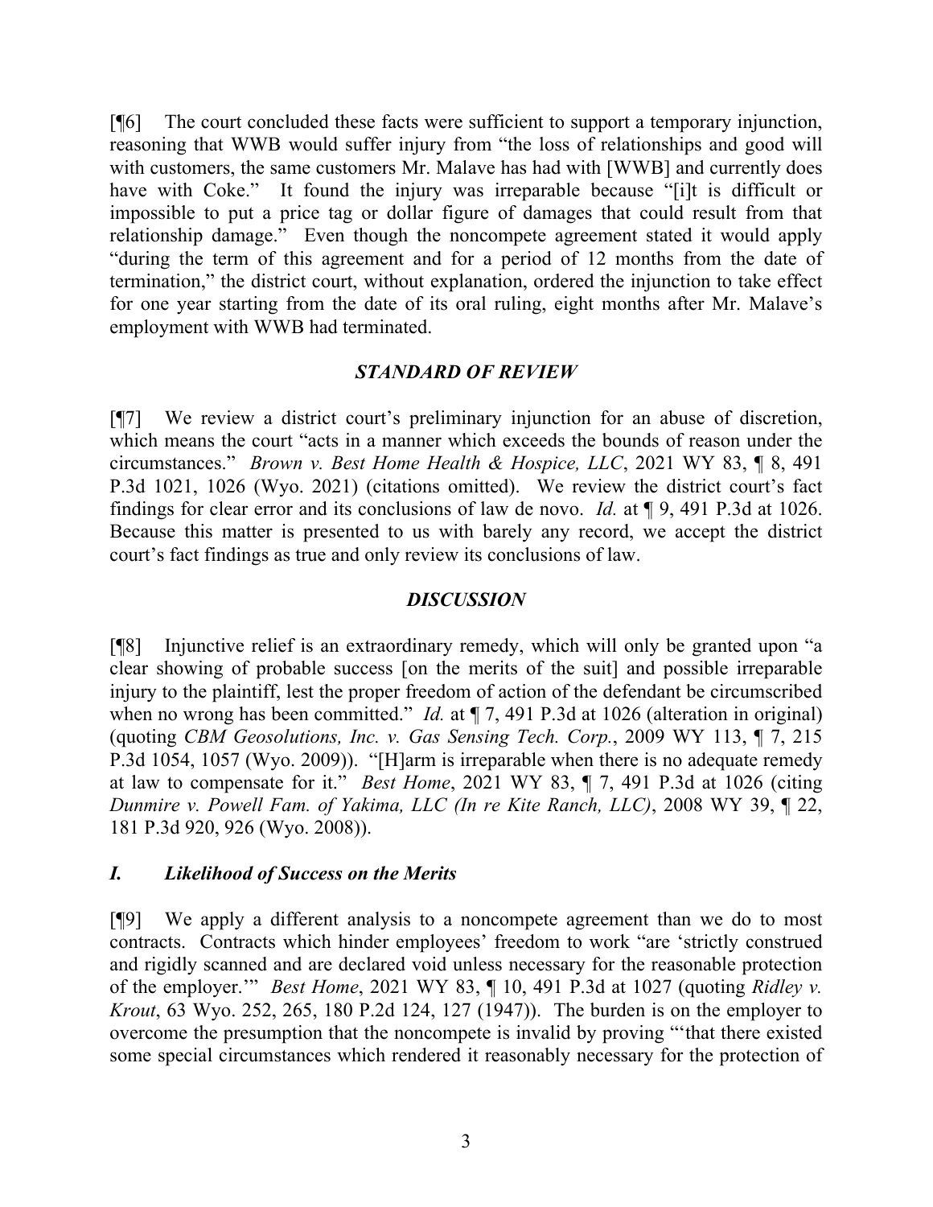[¶6] The court concluded these facts were sufficient to support a temporary injunction, reasoning that WWB would suffer injury from "the loss of relationships and good will with customers, the same customers Mr. Malave has had with [WWB] and currently does have with Coke." It found the injury was irreparable because "[i]t is difficult or impossible to put a price tag or dollar figure of damages that could result from that relationship damage." Even though the noncompete agreement stated it would apply "during the term of this agreement and for a period of 12 months from the date of termination," the district court, without explanation, ordered the injunction to take effect for one year starting from the date of its oral ruling, eight months after Mr. Malave's employment with WWB had terminated.

## *STANDARD OF REVIEW*

[¶7] We review a district court's preliminary injunction for an abuse of discretion, which means the court "acts in a manner which exceeds the bounds of reason under the circumstances." *Brown v. Best Home Health & Hospice, LLC*, 2021 WY 83, ¶ 8, 491 P.3d 1021, 1026 (Wyo. 2021) (citations omitted). We review the district court's fact findings for clear error and its conclusions of law de novo. *Id.* at ¶ 9, 491 P.3d at 1026. Because this matter is presented to us with barely any record, we accept the district court's fact findings as true and only review its conclusions of law.

## *DISCUSSION*

[¶8] Injunctive relief is an extraordinary remedy, which will only be granted upon "a clear showing of probable success [on the merits of the suit] and possible irreparable injury to the plaintiff, lest the proper freedom of action of the defendant be circumscribed when no wrong has been committed." *Id.* at ¶ 7, 491 P.3d at 1026 (alteration in original) (quoting *CBM Geosolutions, Inc. v. Gas Sensing Tech. Corp.*, 2009 WY 113, ¶ 7, 215 P.3d 1054, 1057 (Wyo. 2009)). "[H]arm is irreparable when there is no adequate remedy at law to compensate for it." *Best Home*, 2021 WY 83, ¶ 7, 491 P.3d at 1026 (citing *Dunmire v. Powell Fam. of Yakima, LLC (In re Kite Ranch, LLC)*, 2008 WY 39, ¶ 22, 181 P.3d 920, 926 (Wyo. 2008)).

### *I. Likelihood of Success on the Merits*

[¶9] We apply a different analysis to a noncompete agreement than we do to most contracts. Contracts which hinder employees' freedom to work "are 'strictly construed and rigidly scanned and are declared void unless necessary for the reasonable protection of the employer.'" *Best Home*, 2021 WY 83, ¶ 10, 491 P.3d at 1027 (quoting *Ridley v. Krout*, 63 Wyo. 252, 265, 180 P.2d 124, 127 (1947)). The burden is on the employer to overcome the presumption that the noncompete is invalid by proving "'that there existed some special circumstances which rendered it reasonably necessary for the protection of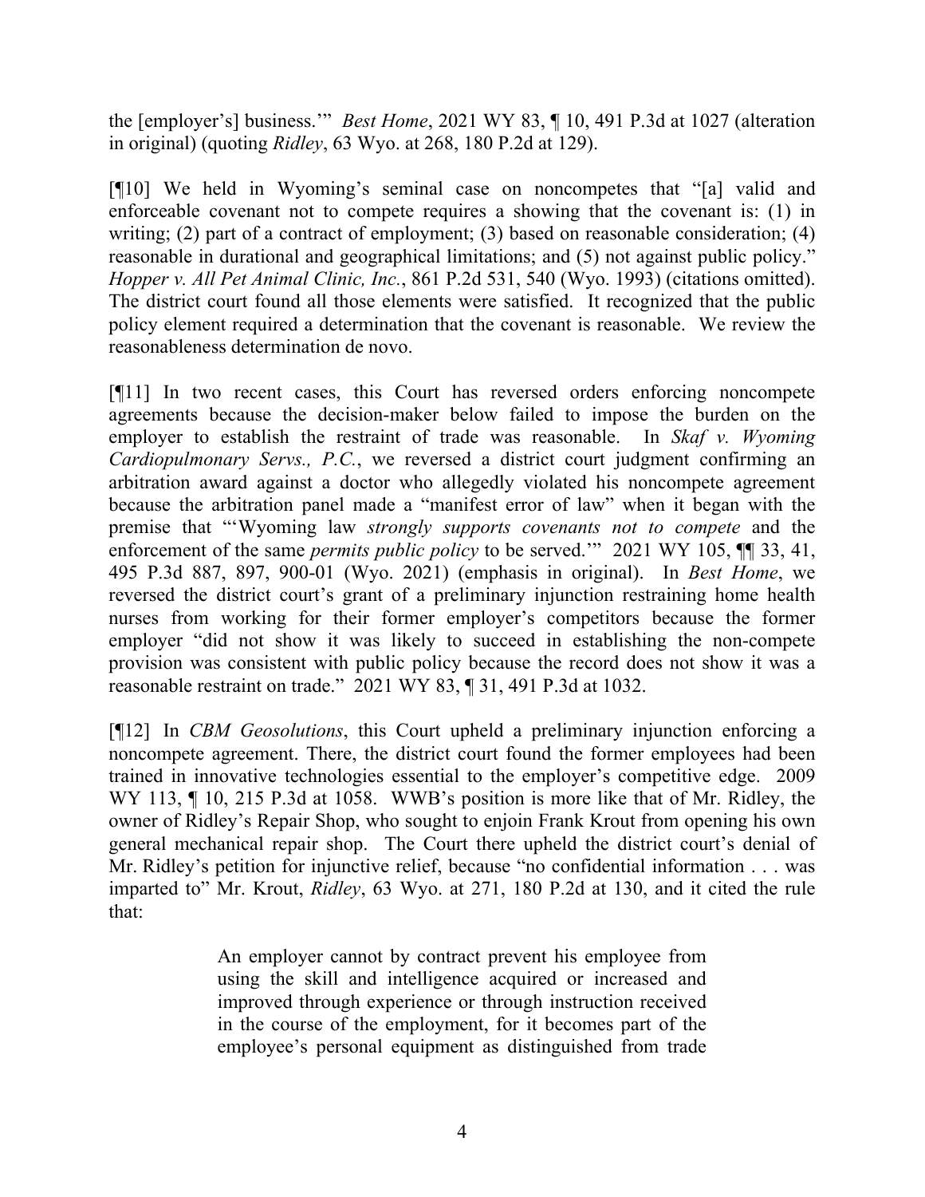the [employer's] business.'" *Best Home*, 2021 WY 83, ¶ 10, 491 P.3d at 1027 (alteration in original) (quoting *Ridley*, 63 Wyo. at 268, 180 P.2d at 129).

[¶10] We held in Wyoming's seminal case on noncompetes that "[a] valid and enforceable covenant not to compete requires a showing that the covenant is: (1) in writing; (2) part of a contract of employment; (3) based on reasonable consideration; (4) reasonable in durational and geographical limitations; and (5) not against public policy." *Hopper v. All Pet Animal Clinic, Inc.*, 861 P.2d 531, 540 (Wyo. 1993) (citations omitted). The district court found all those elements were satisfied. It recognized that the public policy element required a determination that the covenant is reasonable. We review the reasonableness determination de novo.

[¶11] In two recent cases, this Court has reversed orders enforcing noncompete agreements because the decision-maker below failed to impose the burden on the employer to establish the restraint of trade was reasonable. In *Skaf v. Wyoming Cardiopulmonary Servs., P.C.*, we reversed a district court judgment confirming an arbitration award against a doctor who allegedly violated his noncompete agreement because the arbitration panel made a "manifest error of law" when it began with the premise that "'Wyoming law *strongly supports covenants not to compete* and the enforcement of the same *permits public policy* to be served.'" 2021 WY 105, ¶¶ 33, 41, 495 P.3d 887, 897, 900-01 (Wyo. 2021) (emphasis in original). In *Best Home*, we reversed the district court's grant of a preliminary injunction restraining home health nurses from working for their former employer's competitors because the former employer "did not show it was likely to succeed in establishing the non-compete provision was consistent with public policy because the record does not show it was a reasonable restraint on trade." 2021 WY 83, ¶ 31, 491 P.3d at 1032.

[¶12] In *CBM Geosolutions*, this Court upheld a preliminary injunction enforcing a noncompete agreement. There, the district court found the former employees had been trained in innovative technologies essential to the employer's competitive edge. 2009 WY 113, ¶ 10, 215 P.3d at 1058. WWB's position is more like that of Mr. Ridley, the owner of Ridley's Repair Shop, who sought to enjoin Frank Krout from opening his own general mechanical repair shop. The Court there upheld the district court's denial of Mr. Ridley's petition for injunctive relief, because "no confidential information . . . was imparted to" Mr. Krout, *Ridley*, 63 Wyo. at 271, 180 P.2d at 130, and it cited the rule that:

> An employer cannot by contract prevent his employee from using the skill and intelligence acquired or increased and improved through experience or through instruction received in the course of the employment, for it becomes part of the employee's personal equipment as distinguished from trade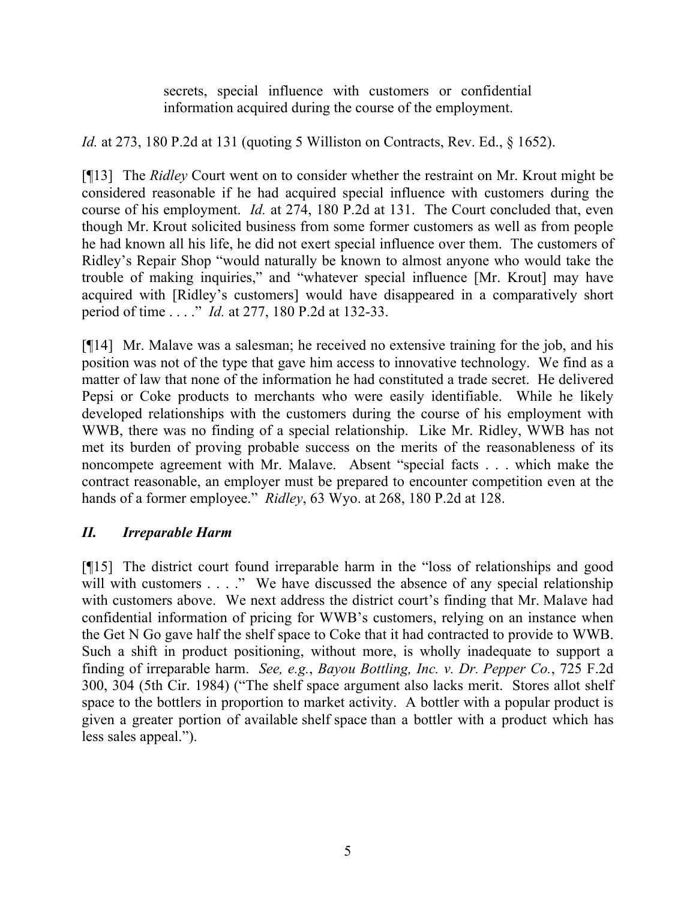> secrets, special influence with customers or confidential information acquired during the course of the employment.

*Id.* at 273, 180 P.2d at 131 (quoting 5 Williston on Contracts, Rev. Ed., § 1652).

[¶13] The *Ridley* Court went on to consider whether the restraint on Mr. Krout might be considered reasonable if he had acquired special influence with customers during the course of his employment. *Id.* at 274, 180 P.2d at 131. The Court concluded that, even though Mr. Krout solicited business from some former customers as well as from people he had known all his life, he did not exert special influence over them. The customers of Ridley's Repair Shop "would naturally be known to almost anyone who would take the trouble of making inquiries," and "whatever special influence [Mr. Krout] may have acquired with [Ridley's customers] would have disappeared in a comparatively short period of time . . . ." *Id.* at 277, 180 P.2d at 132-33.

[¶14] Mr. Malave was a salesman; he received no extensive training for the job, and his position was not of the type that gave him access to innovative technology. We find as a matter of law that none of the information he had constituted a trade secret. He delivered Pepsi or Coke products to merchants who were easily identifiable. While he likely developed relationships with the customers during the course of his employment with WWB, there was no finding of a special relationship. Like Mr. Ridley, WWB has not met its burden of proving probable success on the merits of the reasonableness of its noncompete agreement with Mr. Malave. Absent "special facts . . . which make the contract reasonable, an employer must be prepared to encounter competition even at the hands of a former employee." *Ridley*, 63 Wyo. at 268, 180 P.2d at 128.

## *II. Irreparable Harm*

[¶15] The district court found irreparable harm in the "loss of relationships and good will with customers . . . ." We have discussed the absence of any special relationship with customers above. We next address the district court's finding that Mr. Malave had confidential information of pricing for WWB's customers, relying on an instance when the Get N Go gave half the shelf space to Coke that it had contracted to provide to WWB. Such a shift in product positioning, without more, is wholly inadequate to support a finding of irreparable harm. *See, e.g.*, *Bayou Bottling, Inc. v. Dr. Pepper Co.*, 725 F.2d 300, 304 (5th Cir. 1984) ("The shelf space argument also lacks merit. Stores allot shelf space to the bottlers in proportion to market activity. A bottler with a popular product is given a greater portion of available shelf space than a bottler with a product which has less sales appeal.").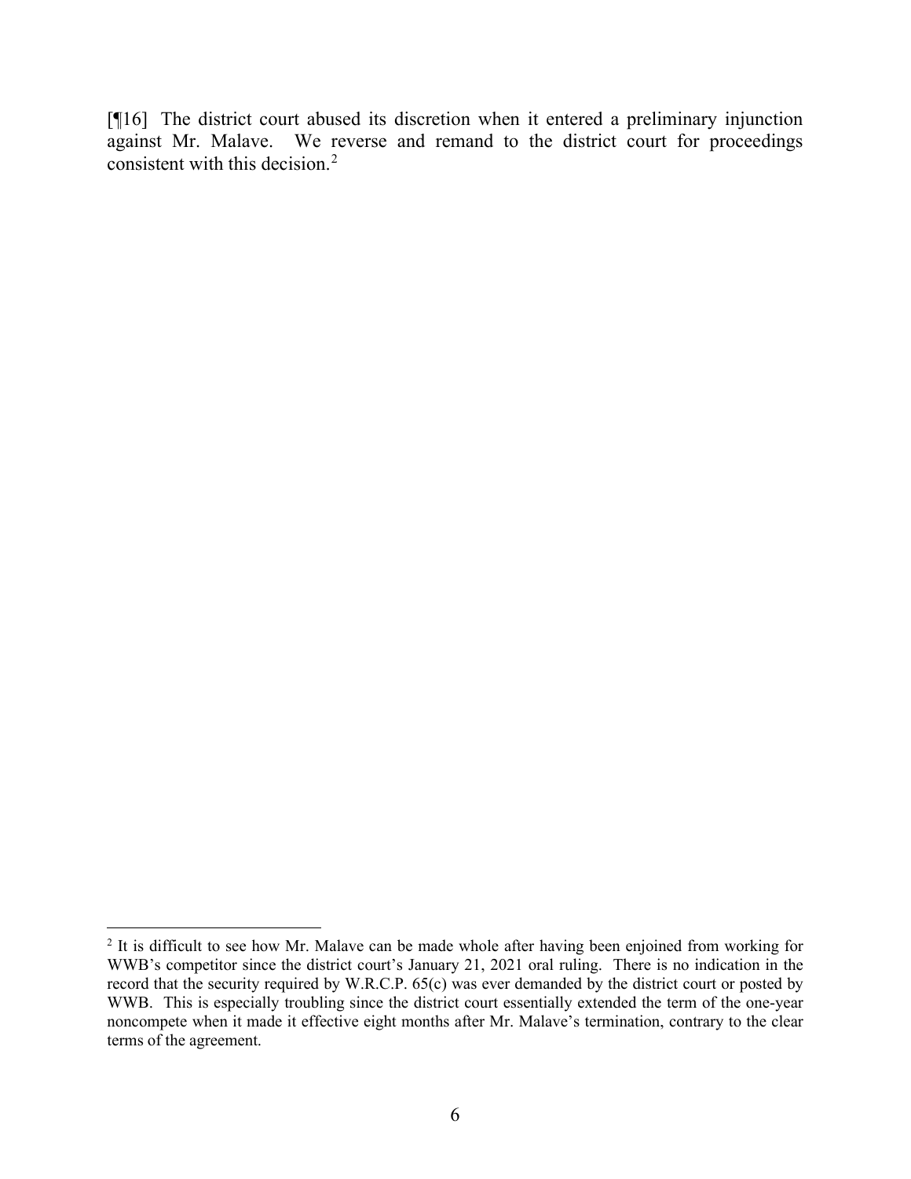[¶16] The district court abused its discretion when it entered a preliminary injunction against Mr. Malave. We reverse and remand to the district court for proceedings consistent with this decision.[2]

---

[2] It is difficult to see how Mr. Malave can be made whole after having been enjoined from working for WWB's competitor since the district court's January 21, 2021 oral ruling. There is no indication in the record that the security required by W.R.C.P. 65(c) was ever demanded by the district court or posted by WWB. This is especially troubling since the district court essentially extended the term of the one-year noncompete when it made it effective eight months after Mr. Malave's termination, contrary to the clear terms of the agreement.